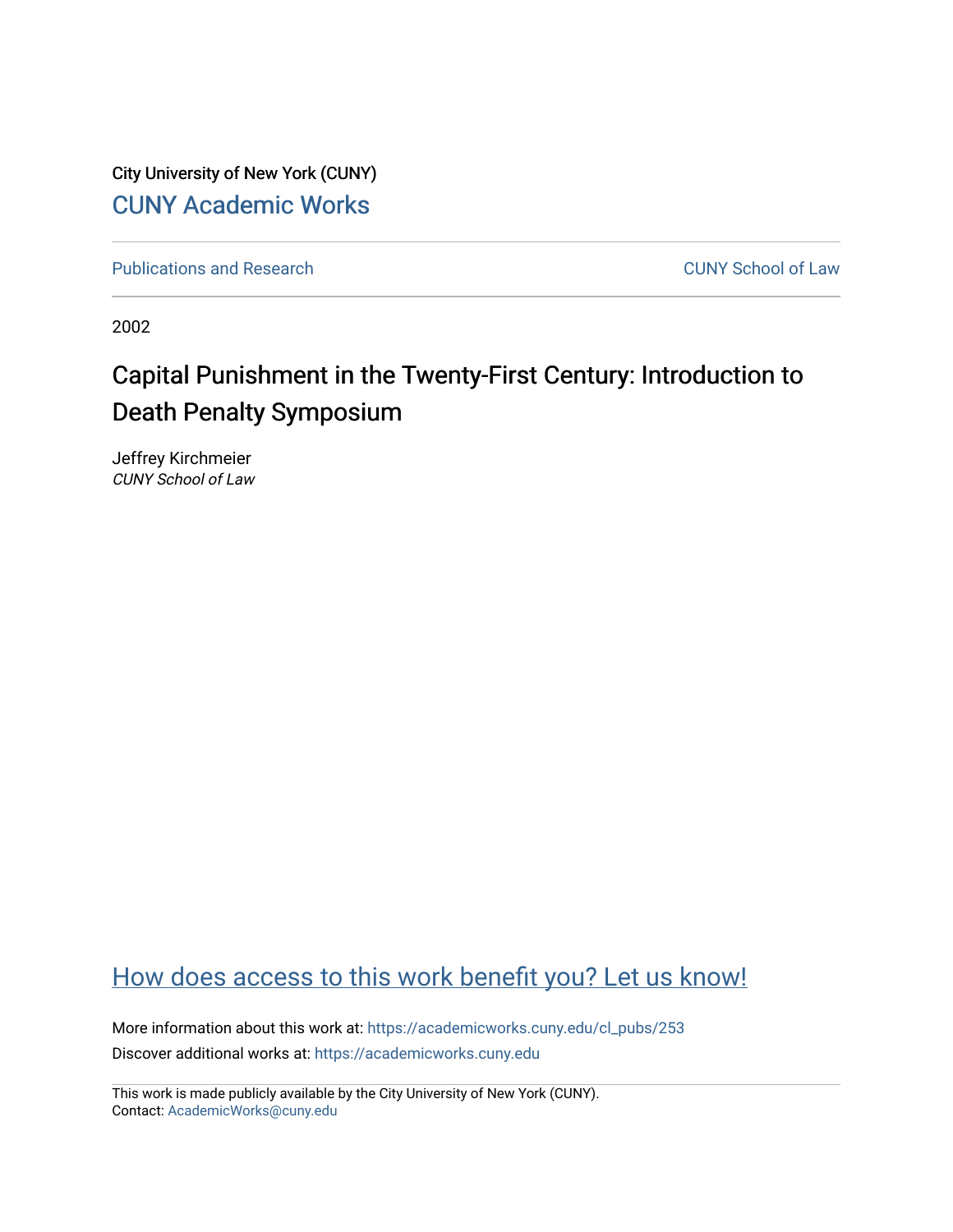City University of New York (CUNY)

CUNY Academic Works

Publications and Research

CUNY School of Law

2002

# Capital Punishment in the Twenty-First Century: Introduction to Death Penalty Symposium

Jeffrey Kirchmeier
*CUNY School of Law*

How does access to this work benefit you? Let us know!

More information about this work at: https://academicworks.cuny.edu/cl_pubs/253
Discover additional works at: https://academicworks.cuny.edu

This work is made publicly available by the City University of New York (CUNY).
Contact: AcademicWorks@cuny.edu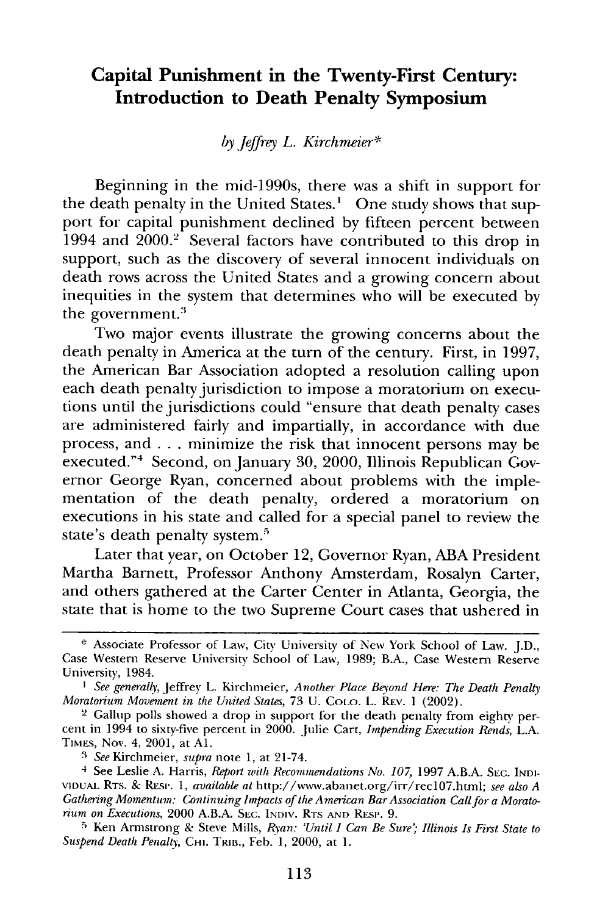# Capital Punishment in the Twenty-First Century: Introduction to Death Penalty Symposium

*by Jeffrey L. Kirchmeier*\*

Beginning in the mid-1990s, there was a shift in support for the death penalty in the United States.[1] One study shows that support for capital punishment declined by fifteen percent between 1994 and 2000.[2] Several factors have contributed to this drop in support, such as the discovery of several innocent individuals on death rows across the United States and a growing concern about inequities in the system that determines who will be executed by the government.[3]

Two major events illustrate the growing concerns about the death penalty in America at the turn of the century. First, in 1997, the American Bar Association adopted a resolution calling upon each death penalty jurisdiction to impose a moratorium on executions until the jurisdictions could "ensure that death penalty cases are administered fairly and impartially, in accordance with due process, and . . . minimize the risk that innocent persons may be executed."[4] Second, on January 30, 2000, Illinois Republican Governor George Ryan, concerned about problems with the implementation of the death penalty, ordered a moratorium on executions in his state and called for a special panel to review the state's death penalty system.[5]

Later that year, on October 12, Governor Ryan, ABA President Martha Barnett, Professor Anthony Amsterdam, Rosalyn Carter, and others gathered at the Carter Center in Atlanta, Georgia, the state that is home to the two Supreme Court cases that ushered in

---

\* Associate Professor of Law, City University of New York School of Law. J.D., Case Western Reserve University School of Law, 1989; B.A., Case Western Reserve University, 1984.

[1] *See generally*, Jeffrey L. Kirchmeier, *Another Place Beyond Here: The Death Penalty Moratorium Movement in the United States*, 73 U. COLO. L. REV. 1 (2002).

[2] Gallup polls showed a drop in support for the death penalty from eighty percent in 1994 to sixty-five percent in 2000. Julie Cart, *Impending Execution Rends*, L.A. TIMES, Nov. 4, 2001, at A1.

[3] *See* Kirchmeier, *supra* note 1, at 21-74.

[4] See Leslie A. Harris, *Report with Recommendations No. 107*, 1997 A.B.A. SEC. INDIVIDUAL RTS. & RESP. 1, *available at* http://www.abanet.org/irr/rec107.html; *see also A Gathering Momentum: Continuing Impacts of the American Bar Association Call for a Moratorium on Executions*, 2000 A.B.A. SEC. INDIV. RTS AND RESP. 9.

[5] Ken Armstrong & Steve Mills, *Ryan: 'Until I Can Be Sure'; Illinois Is First State to Suspend Death Penalty*, CHI. TRIB., Feb. 1, 2000, at 1.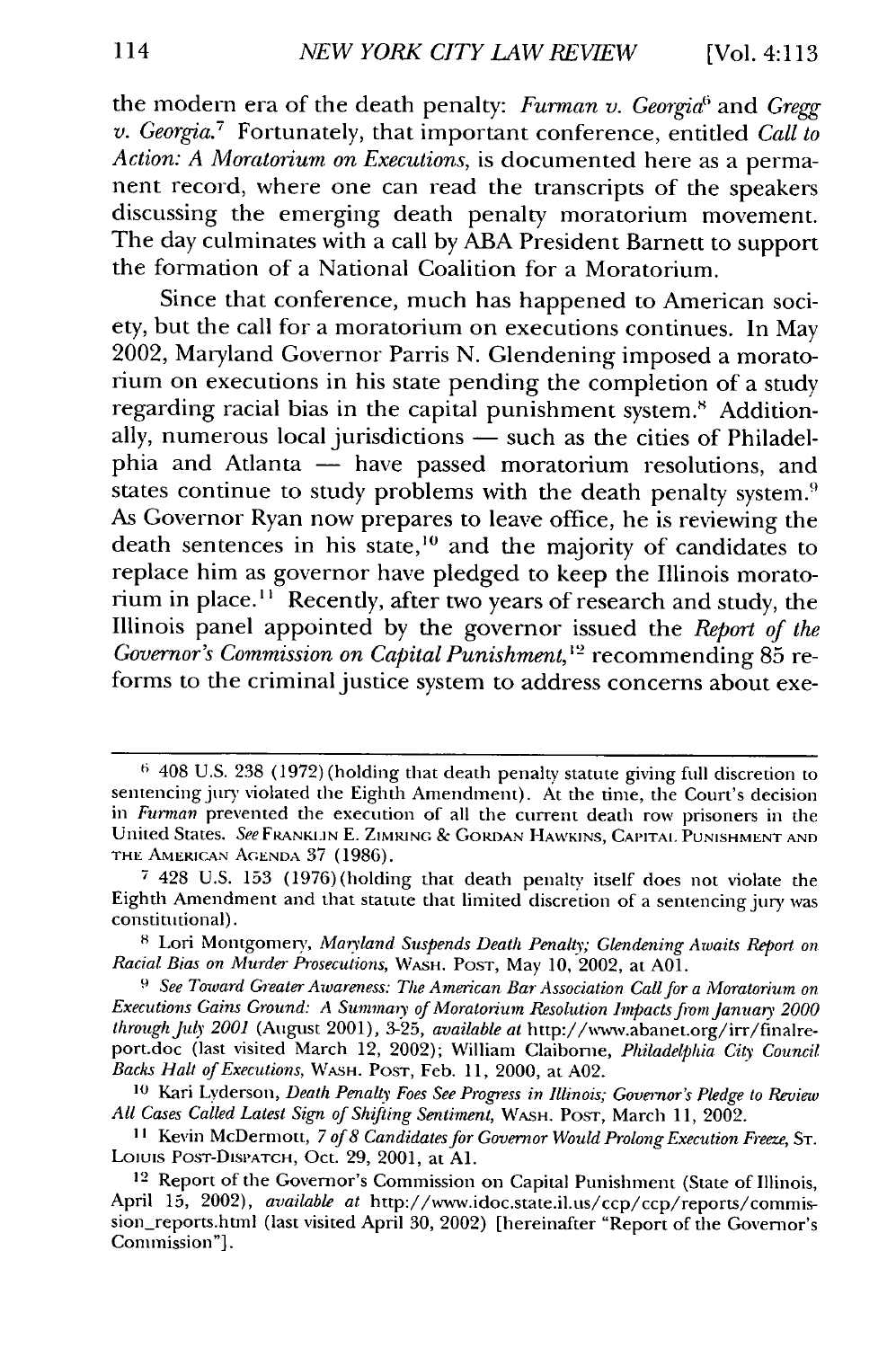the modern era of the death penalty: *Furman v. Georgia*[6] and *Gregg v. Georgia*.[7] Fortunately, that important conference, entitled *Call to Action: A Moratorium on Executions*, is documented here as a permanent record, where one can read the transcripts of the speakers discussing the emerging death penalty moratorium movement. The day culminates with a call by ABA President Barnett to support the formation of a National Coalition for a Moratorium.

Since that conference, much has happened to American society, but the call for a moratorium on executions continues. In May 2002, Maryland Governor Parris N. Glendening imposed a moratorium on executions in his state pending the completion of a study regarding racial bias in the capital punishment system.[8] Additionally, numerous local jurisdictions — such as the cities of Philadelphia and Atlanta — have passed moratorium resolutions, and states continue to study problems with the death penalty system.[9] As Governor Ryan now prepares to leave office, he is reviewing the death sentences in his state,[10] and the majority of candidates to replace him as governor have pledged to keep the Illinois moratorium in place.[11] Recently, after two years of research and study, the Illinois panel appointed by the governor issued the *Report of the Governor's Commission on Capital Punishment*,[12] recommending 85 reforms to the criminal justice system to address concerns about exe-

---

[6] 408 U.S. 238 (1972) (holding that death penalty statute giving full discretion to sentencing jury violated the Eighth Amendment). At the time, the Court's decision in *Furman* prevented the execution of all the current death row prisoners in the United States. *See* FRANKLIN E. ZIMRING & GORDAN HAWKINS, CAPITAL PUNISHMENT AND THE AMERICAN AGENDA 37 (1986).

[7] 428 U.S. 153 (1976) (holding that death penalty itself does not violate the Eighth Amendment and that statute that limited discretion of a sentencing jury was constitutional).

[8] Lori Montgomery, *Maryland Suspends Death Penalty; Glendening Awaits Report on Racial Bias on Murder Prosecutions*, WASH. POST, May 10, 2002, at A01.

[9] *See Toward Greater Awareness: The American Bar Association Call for a Moratorium on Executions Gains Ground: A Summary of Moratorium Resolution Impacts from January 2000 through July 2001* (August 2001), 3-25, *available at* http://www.abanet.org/irr/finalreport.doc (last visited March 12, 2002); William Claiborne, *Philadelphia City Council Backs Halt of Executions*, WASH. POST, Feb. 11, 2000, at A02.

[10] Kari Lyderson, *Death Penalty Foes See Progress in Illinois; Governor's Pledge to Review All Cases Called Latest Sign of Shifting Sentiment*, WASH. POST, March 11, 2002.

[11] Kevin McDermott, *7 of 8 Candidates for Governor Would Prolong Execution Freeze*, ST. LOIUS POST-DISPATCH, Oct. 29, 2001, at A1.

[12] Report of the Governor's Commission on Capital Punishment (State of Illinois, April 15, 2002), *available at* http://www.idoc.state.il.us/ccp/ccp/reports/commission_reports.html (last visited April 30, 2002) [hereinafter "Report of the Governor's Commission"].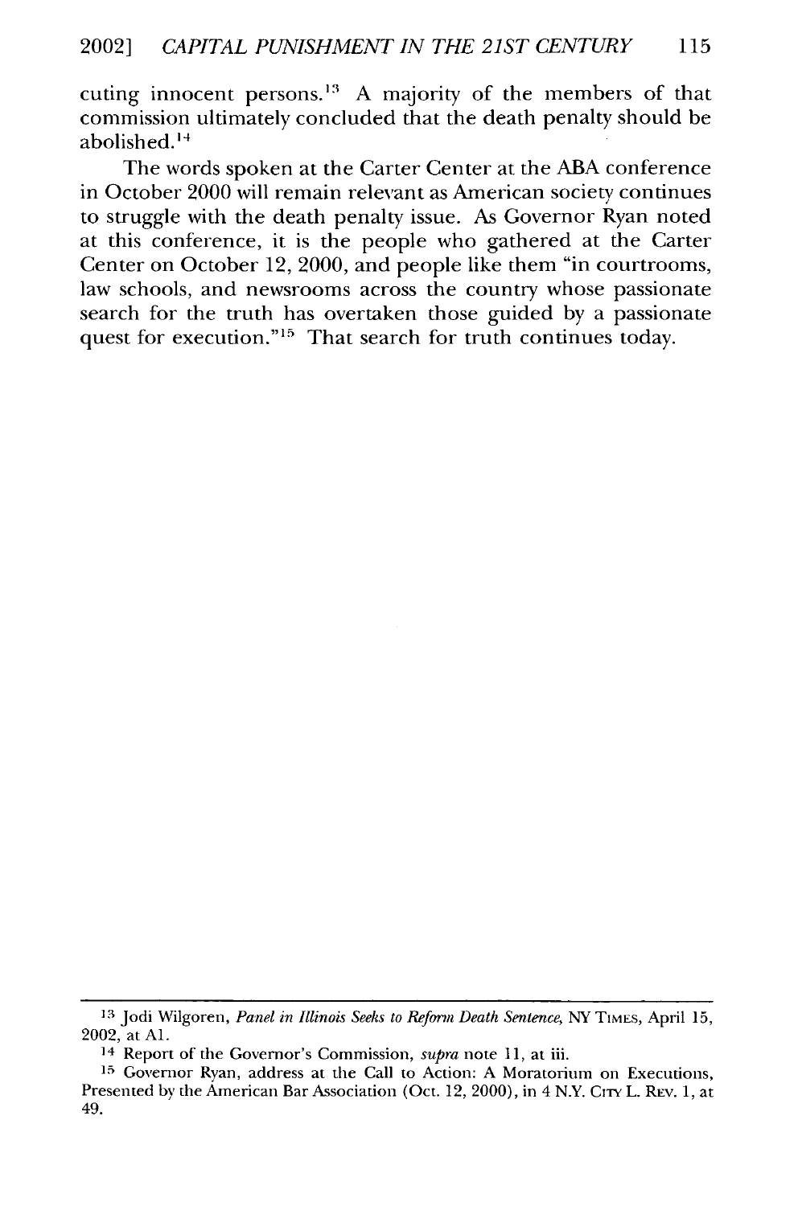cuting innocent persons.[13] A majority of the members of that commission ultimately concluded that the death penalty should be abolished.[14]

The words spoken at the Carter Center at the ABA conference in October 2000 will remain relevant as American society continues to struggle with the death penalty issue. As Governor Ryan noted at this conference, it is the people who gathered at the Carter Center on October 12, 2000, and people like them "in courtrooms, law schools, and newsrooms across the country whose passionate search for the truth has overtaken those guided by a passionate quest for execution."[15] That search for truth continues today.

---

[13] Jodi Wilgoren, *Panel in Illinois Seeks to Reform Death Sentence*, NY TIMES, April 15, 2002, at A1.

[14] Report of the Governor's Commission, *supra* note 11, at iii.

[15] Governor Ryan, address at the Call to Action: A Moratorium on Executions, Presented by the American Bar Association (Oct. 12, 2000), in 4 N.Y. CITY L. REV. 1, at 49.